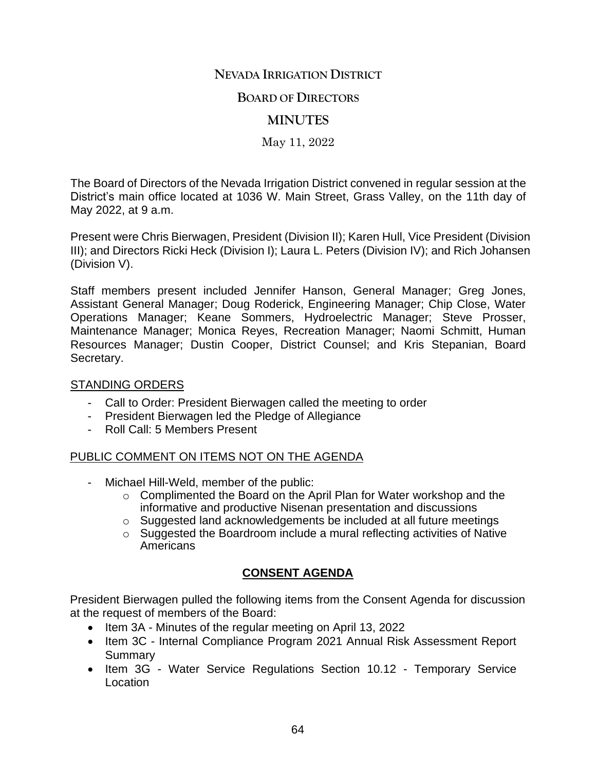# NEVADA IRRIGATION DISTRICT

## BOARD OF DIRECTORS

## MINUTES

May 11, 2022

The Board of Directors of the Nevada Irrigation District convened in regular session at the District's main office located at 1036 W. Main Street, Grass Valley, on the 11th day of May 2022, at 9 a.m.

Present were Chris Bierwagen, President (Division II); Karen Hull, Vice President (Division III); and Directors Ricki Heck (Division I); Laura L. Peters (Division IV); and Rich Johansen (Division V).

Staff members present included Jennifer Hanson, General Manager; Greg Jones, Assistant General Manager; Doug Roderick, Engineering Manager; Chip Close, Water Operations Manager; Keane Sommers, Hydroelectric Manager; Steve Prosser, Maintenance Manager; Monica Reyes, Recreation Manager; Naomi Schmitt, Human Resources Manager; Dustin Cooper, District Counsel; and Kris Stepanian, Board Secretary.

STANDING ORDERS

- Call to Order: President Bierwagen called the meeting to order
- President Bierwagen led the Pledge of Allegiance
- Roll Call: 5 Members Present

PUBLIC COMMENT ON ITEMS NOT ON THE AGENDA

- Michael Hill-Weld, member of the public:
  - Complimented the Board on the April Plan for Water workshop and the informative and productive Nisenan presentation and discussions
  - Suggested land acknowledgements be included at all future meetings
  - Suggested the Boardroom include a mural reflecting activities of Native Americans

**CONSENT AGENDA**

President Bierwagen pulled the following items from the Consent Agenda for discussion at the request of members of the Board:

- Item 3A - Minutes of the regular meeting on April 13, 2022
- Item 3C - Internal Compliance Program 2021 Annual Risk Assessment Report Summary
- Item 3G - Water Service Regulations Section 10.12 - Temporary Service Location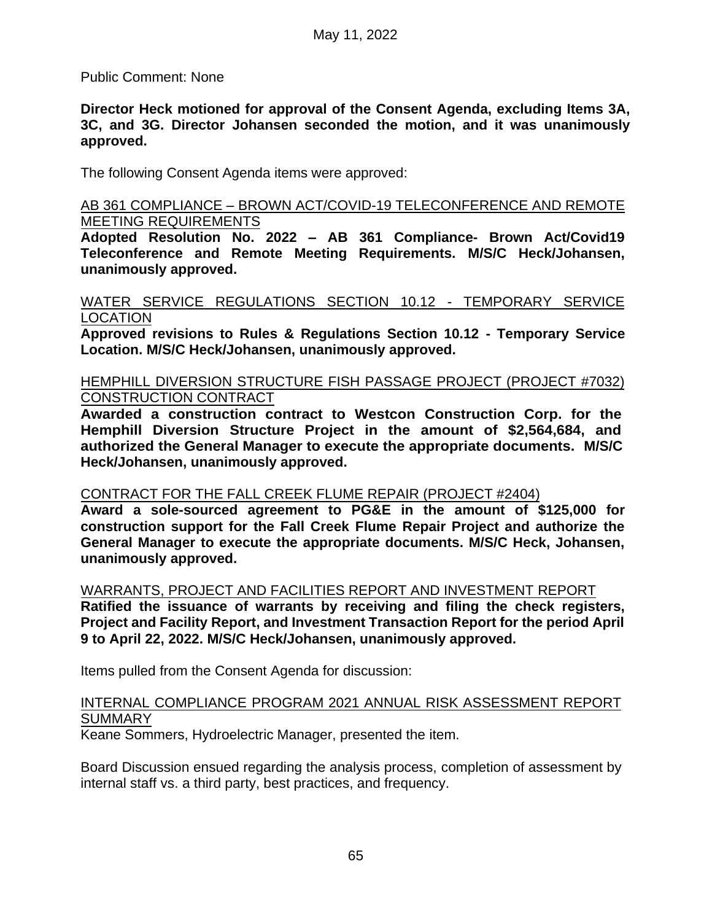Public Comment: None

**Director Heck motioned for approval of the Consent Agenda, excluding Items 3A, 3C, and 3G. Director Johansen seconded the motion, and it was unanimously approved.**

The following Consent Agenda items were approved:

<u>AB 361 COMPLIANCE – BROWN ACT/COVID-19 TELECONFERENCE AND REMOTE MEETING REQUIREMENTS</u>

**Adopted Resolution No. 2022 – AB 361 Compliance- Brown Act/Covid19 Teleconference and Remote Meeting Requirements. M/S/C Heck/Johansen, unanimously approved.**

<u>WATER SERVICE REGULATIONS SECTION 10.12 - TEMPORARY SERVICE LOCATION</u>

**Approved revisions to Rules & Regulations Section 10.12 - Temporary Service Location. M/S/C Heck/Johansen, unanimously approved.**

<u>HEMPHILL DIVERSION STRUCTURE FISH PASSAGE PROJECT (PROJECT #7032) CONSTRUCTION CONTRACT</u>

**Awarded a construction contract to Westcon Construction Corp. for the Hemphill Diversion Structure Project in the amount of $2,564,684, and authorized the General Manager to execute the appropriate documents. M/S/C Heck/Johansen, unanimously approved.**

<u>CONTRACT FOR THE FALL CREEK FLUME REPAIR (PROJECT #2404)</u>

**Award a sole-sourced agreement to PG&E in the amount of $125,000 for construction support for the Fall Creek Flume Repair Project and authorize the General Manager to execute the appropriate documents. M/S/C Heck, Johansen, unanimously approved.**

<u>WARRANTS, PROJECT AND FACILITIES REPORT AND INVESTMENT REPORT</u>

**Ratified the issuance of warrants by receiving and filing the check registers, Project and Facility Report, and Investment Transaction Report for the period April 9 to April 22, 2022. M/S/C Heck/Johansen, unanimously approved.**

Items pulled from the Consent Agenda for discussion:

<u>INTERNAL COMPLIANCE PROGRAM 2021 ANNUAL RISK ASSESSMENT REPORT SUMMARY</u>

Keane Sommers, Hydroelectric Manager, presented the item.

Board Discussion ensued regarding the analysis process, completion of assessment by internal staff vs. a third party, best practices, and frequency.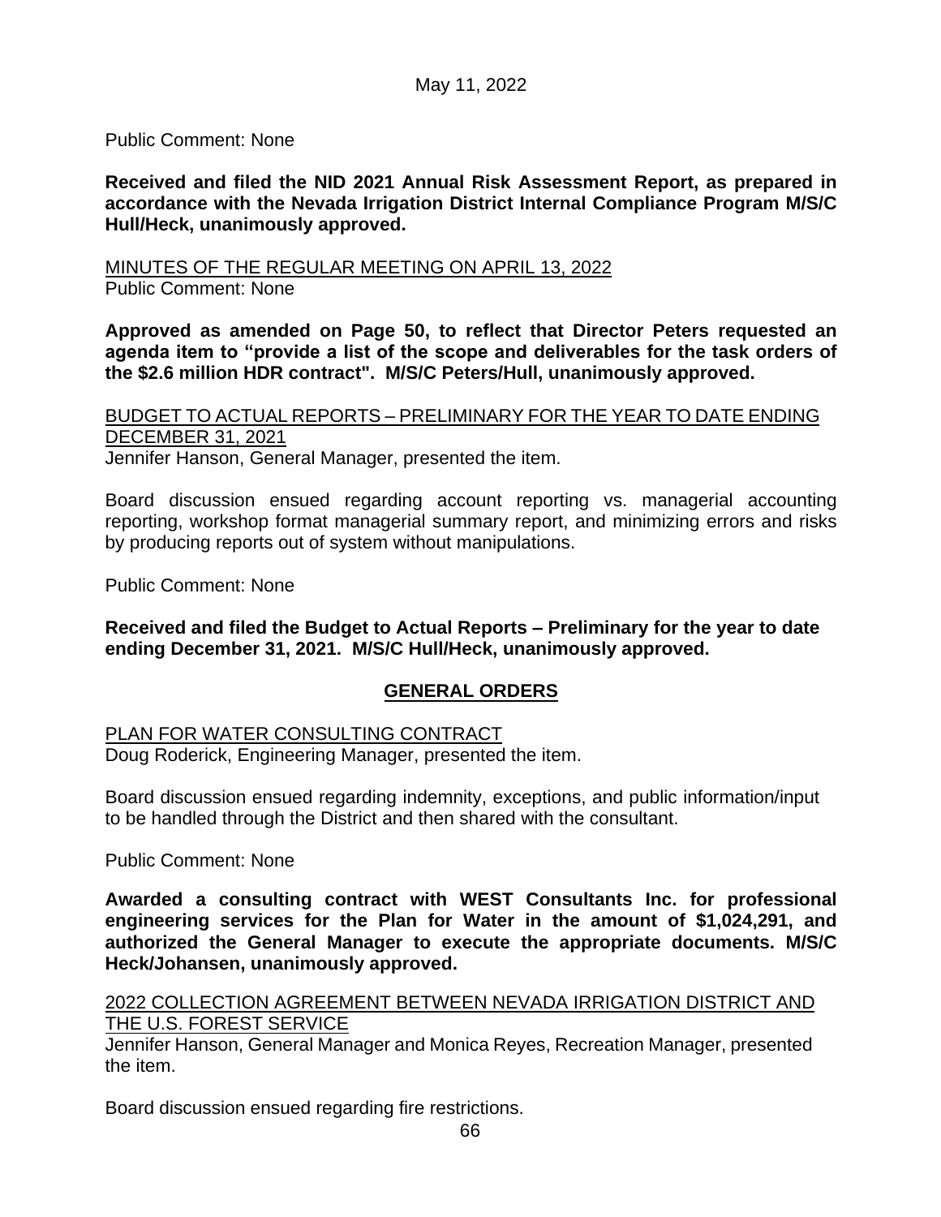Public Comment: None

**Received and filed the NID 2021 Annual Risk Assessment Report, as prepared in accordance with the Nevada Irrigation District Internal Compliance Program M/S/C Hull/Heck, unanimously approved.**

MINUTES OF THE REGULAR MEETING ON APRIL 13, 2022
Public Comment: None

**Approved as amended on Page 50, to reflect that Director Peters requested an agenda item to "provide a list of the scope and deliverables for the task orders of the $2.6 million HDR contract". M/S/C Peters/Hull, unanimously approved.**

BUDGET TO ACTUAL REPORTS – PRELIMINARY FOR THE YEAR TO DATE ENDING DECEMBER 31, 2021
Jennifer Hanson, General Manager, presented the item.

Board discussion ensued regarding account reporting vs. managerial accounting reporting, workshop format managerial summary report, and minimizing errors and risks by producing reports out of system without manipulations.

Public Comment: None

**Received and filed the Budget to Actual Reports – Preliminary for the year to date ending December 31, 2021. M/S/C Hull/Heck, unanimously approved.**

## GENERAL ORDERS

PLAN FOR WATER CONSULTING CONTRACT
Doug Roderick, Engineering Manager, presented the item.

Board discussion ensued regarding indemnity, exceptions, and public information/input to be handled through the District and then shared with the consultant.

Public Comment: None

**Awarded a consulting contract with WEST Consultants Inc. for professional engineering services for the Plan for Water in the amount of $1,024,291, and authorized the General Manager to execute the appropriate documents. M/S/C Heck/Johansen, unanimously approved.**

2022 COLLECTION AGREEMENT BETWEEN NEVADA IRRIGATION DISTRICT AND THE U.S. FOREST SERVICE
Jennifer Hanson, General Manager and Monica Reyes, Recreation Manager, presented the item.

Board discussion ensued regarding fire restrictions.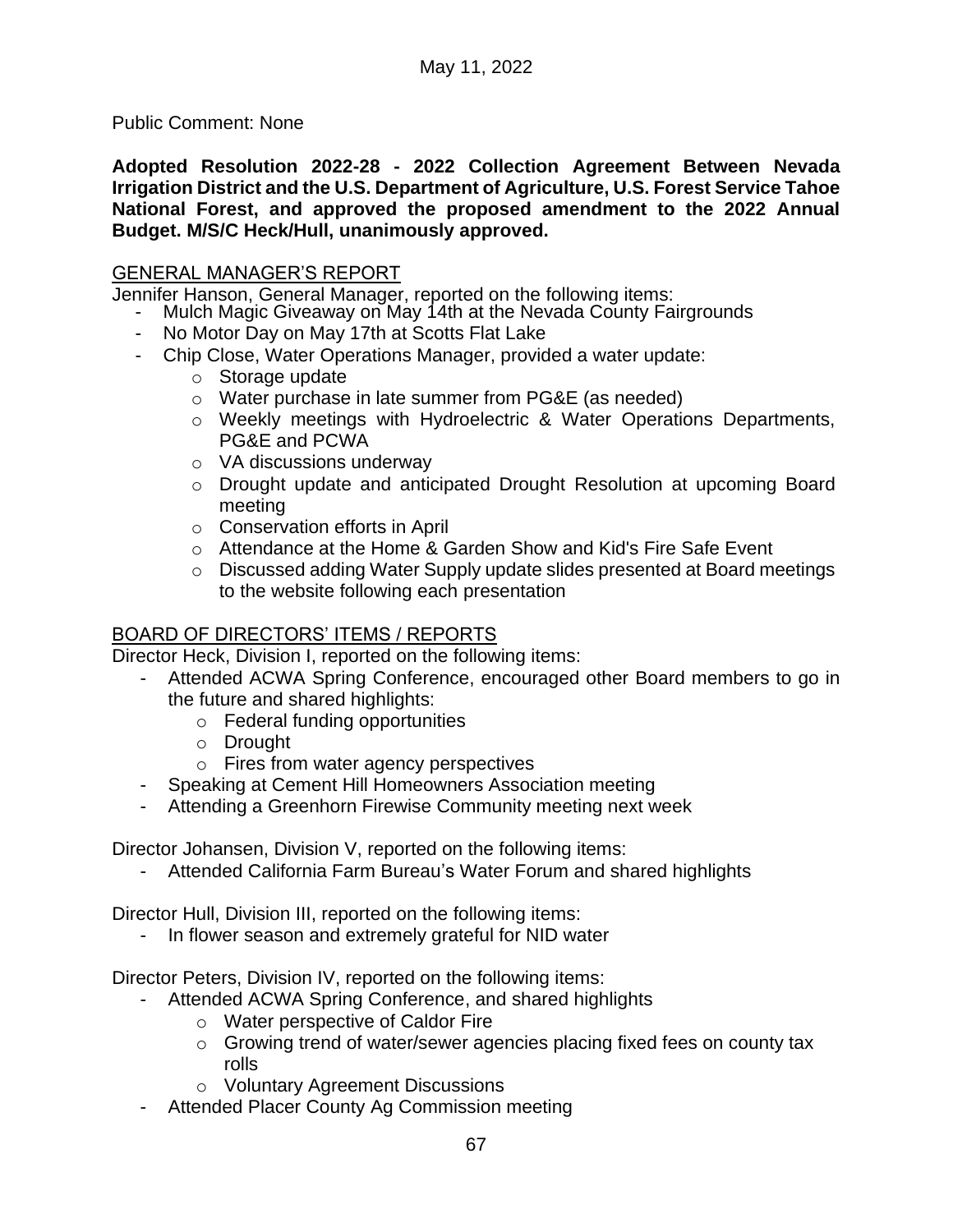Public Comment: None

**Adopted Resolution 2022-28 - 2022 Collection Agreement Between Nevada Irrigation District and the U.S. Department of Agriculture, U.S. Forest Service Tahoe National Forest, and approved the proposed amendment to the 2022 Annual Budget. M/S/C Heck/Hull, unanimously approved.**

GENERAL MANAGER'S REPORT

Jennifer Hanson, General Manager, reported on the following items:

- Mulch Magic Giveaway on May 14th at the Nevada County Fairgrounds
- No Motor Day on May 17th at Scotts Flat Lake
- Chip Close, Water Operations Manager, provided a water update:
  - Storage update
  - Water purchase in late summer from PG&E (as needed)
  - Weekly meetings with Hydroelectric & Water Operations Departments, PG&E and PCWA
  - VA discussions underway
  - Drought update and anticipated Drought Resolution at upcoming Board meeting
  - Conservation efforts in April
  - Attendance at the Home & Garden Show and Kid's Fire Safe Event
  - Discussed adding Water Supply update slides presented at Board meetings to the website following each presentation

BOARD OF DIRECTORS' ITEMS / REPORTS

Director Heck, Division I, reported on the following items:

- Attended ACWA Spring Conference, encouraged other Board members to go in the future and shared highlights:
  - Federal funding opportunities
  - Drought
  - Fires from water agency perspectives
- Speaking at Cement Hill Homeowners Association meeting
- Attending a Greenhorn Firewise Community meeting next week

Director Johansen, Division V, reported on the following items:

- Attended California Farm Bureau's Water Forum and shared highlights

Director Hull, Division III, reported on the following items:

- In flower season and extremely grateful for NID water

Director Peters, Division IV, reported on the following items:

- Attended ACWA Spring Conference, and shared highlights
  - Water perspective of Caldor Fire
  - Growing trend of water/sewer agencies placing fixed fees on county tax rolls
  - Voluntary Agreement Discussions
- Attended Placer County Ag Commission meeting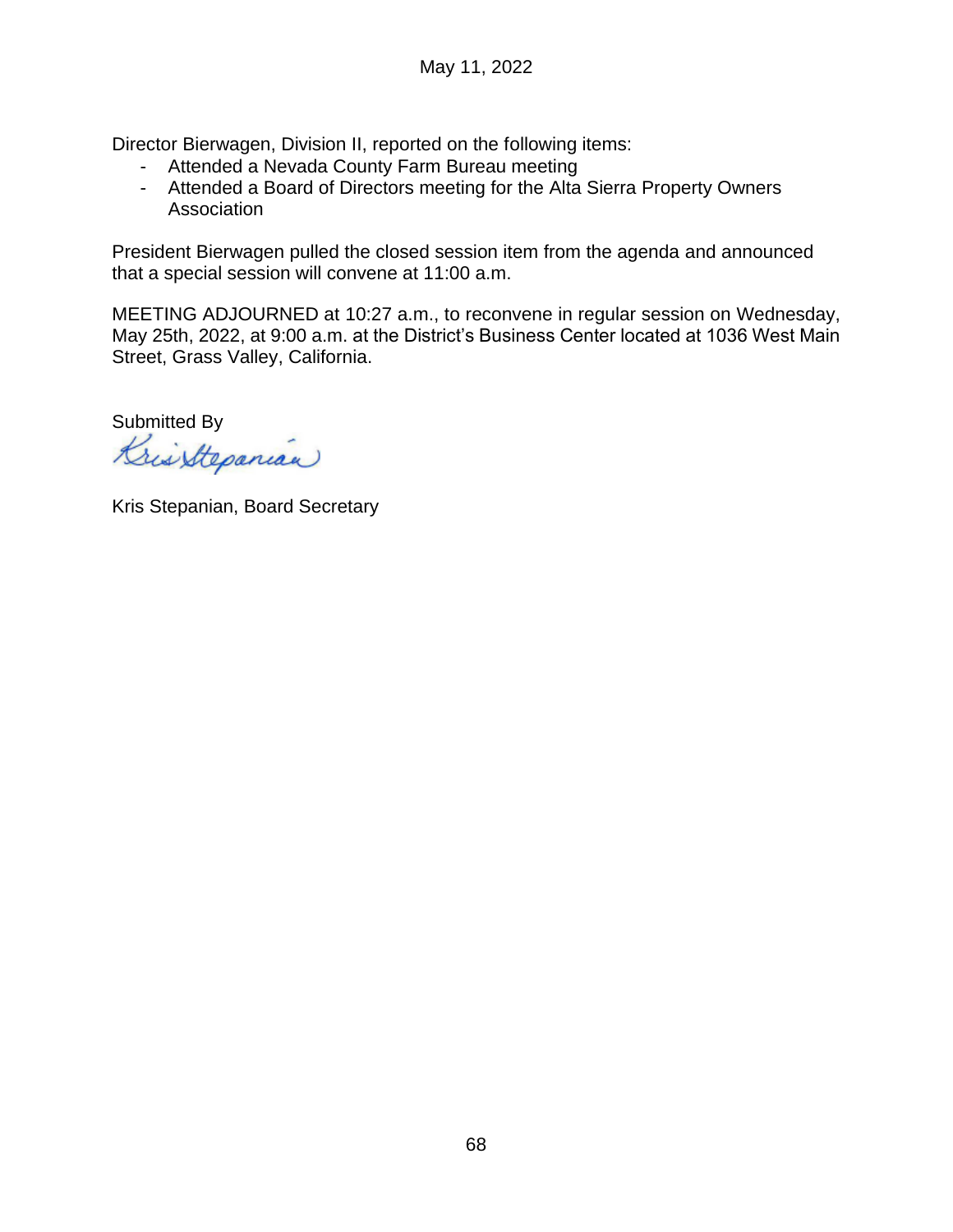Director Bierwagen, Division II, reported on the following items:

- Attended a Nevada County Farm Bureau meeting
- Attended a Board of Directors meeting for the Alta Sierra Property Owners Association

President Bierwagen pulled the closed session item from the agenda and announced that a special session will convene at 11:00 a.m.

MEETING ADJOURNED at 10:27 a.m., to reconvene in regular session on Wednesday, May 25th, 2022, at 9:00 a.m. at the District's Business Center located at 1036 West Main Street, Grass Valley, California.

Submitted By

Kris Stepanian

Kris Stepanian, Board Secretary